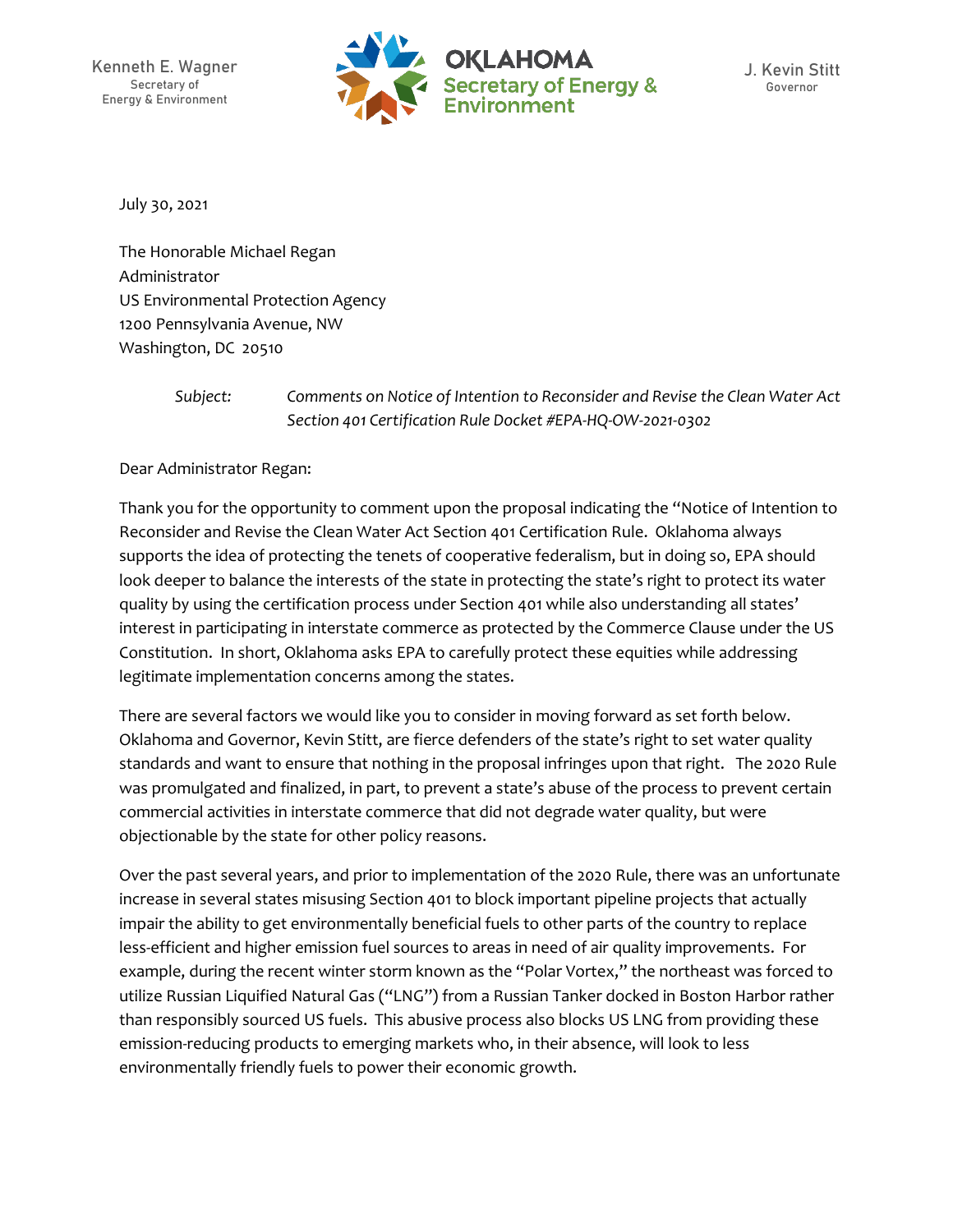Kenneth E. Wagner
Secretary of
Energy & Environment

**OKLAHOMA**
**Secretary of Energy & Environment**

J. Kevin Stitt
Governor

July 30, 2021

The Honorable Michael Regan
Administrator
US Environmental Protection Agency
1200 Pennsylvania Avenue, NW
Washington, DC 20510

*Subject:* *Comments on Notice of Intention to Reconsider and Revise the Clean Water Act Section 401 Certification Rule Docket #EPA-HQ-OW-2021-0302*

Dear Administrator Regan:

Thank you for the opportunity to comment upon the proposal indicating the "Notice of Intention to Reconsider and Revise the Clean Water Act Section 401 Certification Rule. Oklahoma always supports the idea of protecting the tenets of cooperative federalism, but in doing so, EPA should look deeper to balance the interests of the state in protecting the state's right to protect its water quality by using the certification process under Section 401 while also understanding all states' interest in participating in interstate commerce as protected by the Commerce Clause under the US Constitution. In short, Oklahoma asks EPA to carefully protect these equities while addressing legitimate implementation concerns among the states.

There are several factors we would like you to consider in moving forward as set forth below. Oklahoma and Governor, Kevin Stitt, are fierce defenders of the state's right to set water quality standards and want to ensure that nothing in the proposal infringes upon that right. The 2020 Rule was promulgated and finalized, in part, to prevent a state's abuse of the process to prevent certain commercial activities in interstate commerce that did not degrade water quality, but were objectionable by the state for other policy reasons.

Over the past several years, and prior to implementation of the 2020 Rule, there was an unfortunate increase in several states misusing Section 401 to block important pipeline projects that actually impair the ability to get environmentally beneficial fuels to other parts of the country to replace less-efficient and higher emission fuel sources to areas in need of air quality improvements. For example, during the recent winter storm known as the "Polar Vortex," the northeast was forced to utilize Russian Liquified Natural Gas ("LNG") from a Russian Tanker docked in Boston Harbor rather than responsibly sourced US fuels. This abusive process also blocks US LNG from providing these emission-reducing products to emerging markets who, in their absence, will look to less environmentally friendly fuels to power their economic growth.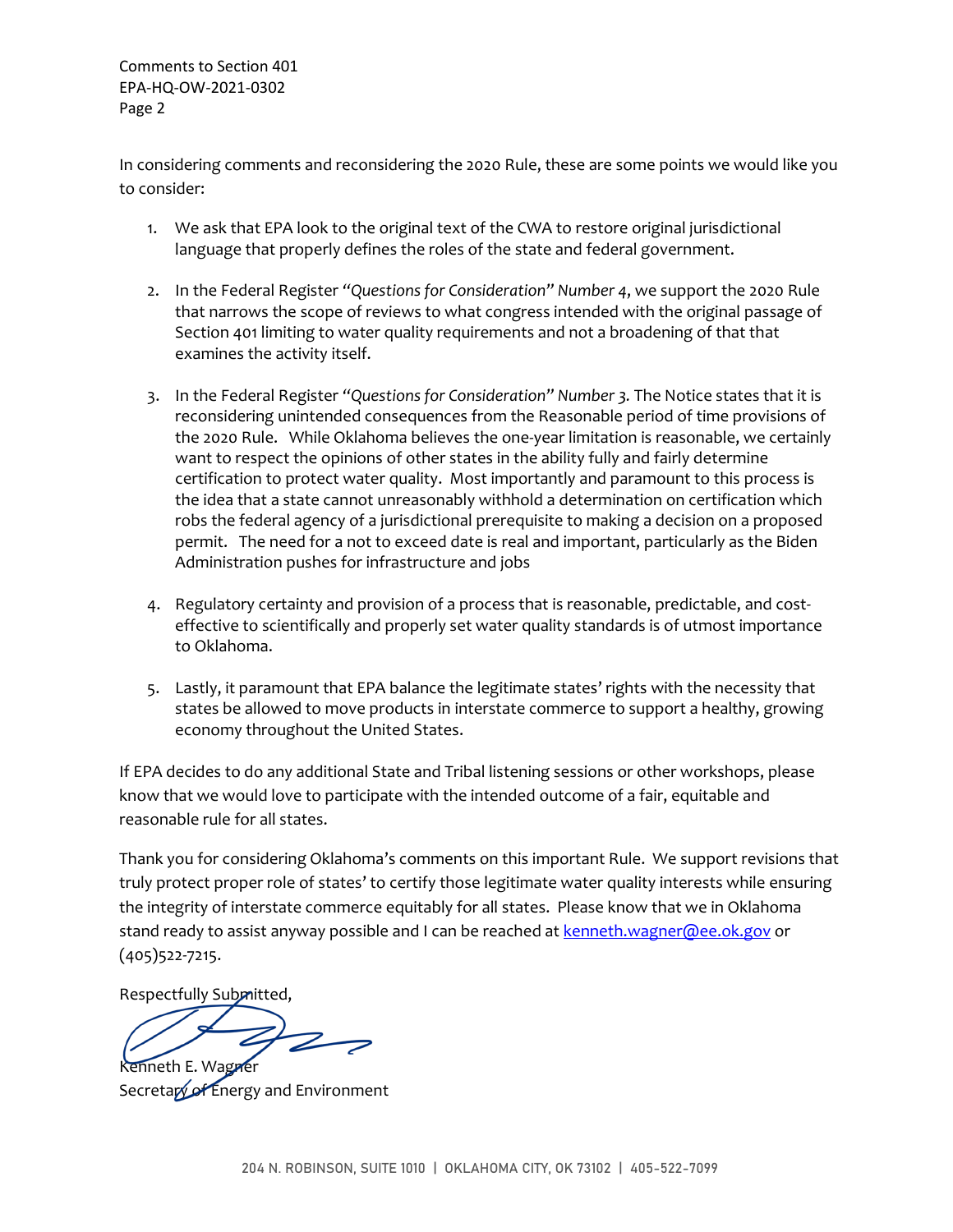In considering comments and reconsidering the 2020 Rule, these are some points we would like you to consider:

1. We ask that EPA look to the original text of the CWA to restore original jurisdictional language that properly defines the roles of the state and federal government.

2. In the Federal Register *"Questions for Consideration" Number 4*, we support the 2020 Rule that narrows the scope of reviews to what congress intended with the original passage of Section 401 limiting to water quality requirements and not a broadening of that that examines the activity itself.

3. In the Federal Register *"Questions for Consideration" Number 3.* The Notice states that it is reconsidering unintended consequences from the Reasonable period of time provisions of the 2020 Rule. While Oklahoma believes the one-year limitation is reasonable, we certainly want to respect the opinions of other states in the ability fully and fairly determine certification to protect water quality. Most importantly and paramount to this process is the idea that a state cannot unreasonably withhold a determination on certification which robs the federal agency of a jurisdictional prerequisite to making a decision on a proposed permit. The need for a not to exceed date is real and important, particularly as the Biden Administration pushes for infrastructure and jobs

4. Regulatory certainty and provision of a process that is reasonable, predictable, and cost-effective to scientifically and properly set water quality standards is of utmost importance to Oklahoma.

5. Lastly, it paramount that EPA balance the legitimate states' rights with the necessity that states be allowed to move products in interstate commerce to support a healthy, growing economy throughout the United States.

If EPA decides to do any additional State and Tribal listening sessions or other workshops, please know that we would love to participate with the intended outcome of a fair, equitable and reasonable rule for all states.

Thank you for considering Oklahoma's comments on this important Rule. We support revisions that truly protect proper role of states' to certify those legitimate water quality interests while ensuring the integrity of interstate commerce equitably for all states. Please know that we in Oklahoma stand ready to assist anyway possible and I can be reached at kenneth.wagner@ee.ok.gov or (405)522-7215.

Respectfully Submitted,

Kenneth E. Wagner
Secretary of Energy and Environment

204 N. ROBINSON, SUITE 1010 | OKLAHOMA CITY, OK 73102 | 405-522-7099